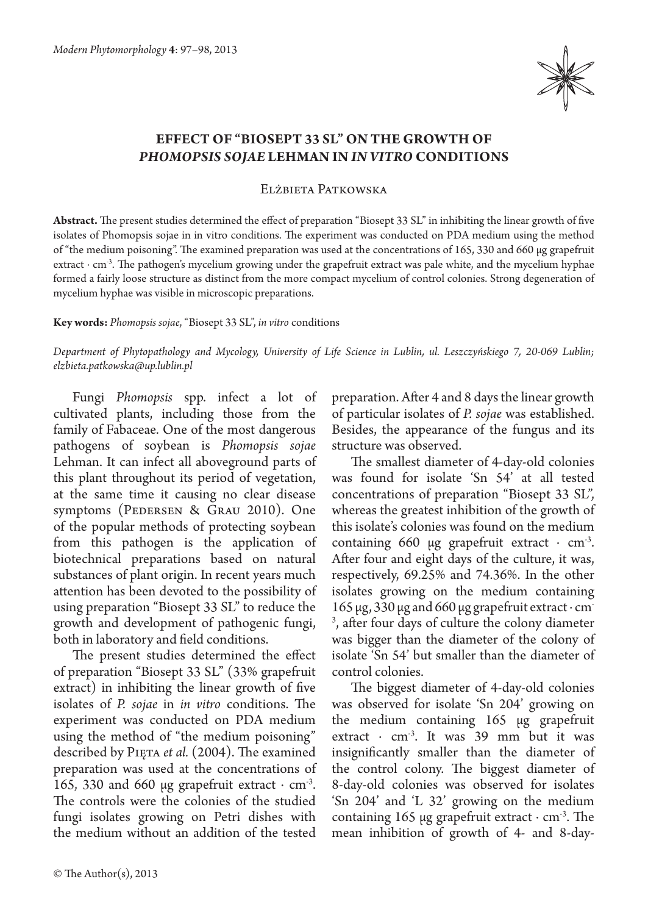# EFFECT OF "BIOSEPT 33 SL" ON THE GROWTH OF *PHOMOPSIS SOJAE* LEHMAN IN *IN VITRO* CONDITIONS

Elżbieta Patkowska

**Abstract.** The present studies determined the effect of preparation "Biosept 33 SL" in inhibiting the linear growth of five isolates of Phomopsis sojae in in vitro conditions. The experiment was conducted on PDA medium using the method of "the medium poisoning". The examined preparation was used at the concentrations of 165, 330 and 660 μg grapefruit extract · $cm^{-3}$. The pathogen's mycelium growing under the grapefruit extract was pale white, and the mycelium hyphae formed a fairly loose structure as distinct from the more compact mycelium of control colonies. Strong degeneration of mycelium hyphae was visible in microscopic preparations.

**Key words:** *Phomopsis sojae*, "Biosept 33 SL", *in vitro* conditions

*Department of Phytopathology and Mycology, University of Life Science in Lublin, ul. Leszczyńskiego 7, 20-069 Lublin; elzbieta.patkowska@up.lublin.pl*

Fungi *Phomopsis* spp. infect a lot of cultivated plants, including those from the family of Fabaceae. One of the most dangerous pathogens of soybean is *Phomopsis sojae* Lehman. It can infect all aboveground parts of this plant throughout its period of vegetation, at the same time it causing no clear disease symptoms (Pedersen & Grau 2010). One of the popular methods of protecting soybean from this pathogen is the application of biotechnical preparations based on natural substances of plant origin. In recent years much attention has been devoted to the possibility of using preparation "Biosept 33 SL" to reduce the growth and development of pathogenic fungi, both in laboratory and field conditions.

The present studies determined the effect of preparation "Biosept 33 SL" (33% grapefruit extract) in inhibiting the linear growth of five isolates of *P. sojae* in *in vitro* conditions. The experiment was conducted on PDA medium using the method of "the medium poisoning" described by Pięta *et al.* (2004). The examined preparation was used at the concentrations of 165, 330 and 660 μg grapefruit extract · $cm^{-3}$. The controls were the colonies of the studied fungi isolates growing on Petri dishes with the medium without an addition of the tested preparation. After 4 and 8 days the linear growth of particular isolates of *P. sojae* was established. Besides, the appearance of the fungus and its structure was observed.

The smallest diameter of 4-day-old colonies was found for isolate 'Sn 54' at all tested concentrations of preparation "Biosept 33 SL", whereas the greatest inhibition of the growth of this isolate's colonies was found on the medium containing 660 μg grapefruit extract · $cm^{-3}$. After four and eight days of the culture, it was, respectively, 69.25% and 74.36%. In the other isolates growing on the medium containing 165 μg, 330 μg and 660 μg grapefruit extract · $cm^{-3}$, after four days of culture the colony diameter was bigger than the diameter of the colony of isolate 'Sn 54' but smaller than the diameter of control colonies.

The biggest diameter of 4-day-old colonies was observed for isolate 'Sn 204' growing on the medium containing 165 μg grapefruit extract · $cm^{-3}$. It was 39 mm but it was insignificantly smaller than the diameter of the control colony. The biggest diameter of 8-day-old colonies was observed for isolates 'Sn 204' and 'L 32' growing on the medium containing 165 μg grapefruit extract · $cm^{-3}$. The mean inhibition of growth of 4- and 8-day-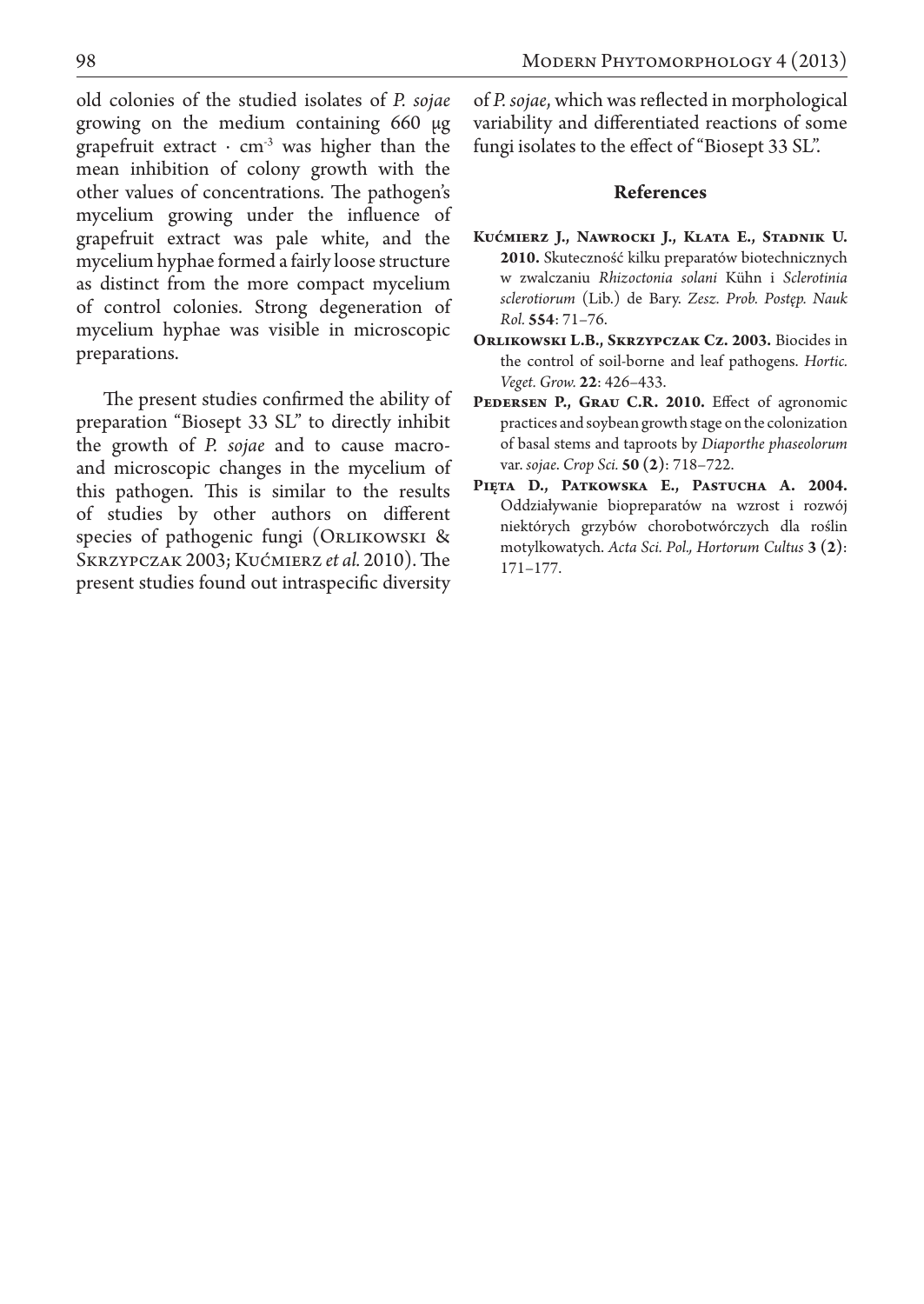old colonies of the studied isolates of *P. sojae* growing on the medium containing 660 µg grapefruit extract · $cm^{-3}$ was higher than the mean inhibition of colony growth with the other values of concentrations. The pathogen's mycelium growing under the influence of grapefruit extract was pale white, and the mycelium hyphae formed a fairly loose structure as distinct from the more compact mycelium of control colonies. Strong degeneration of mycelium hyphae was visible in microscopic preparations.

The present studies confirmed the ability of preparation "Biosept 33 SL" to directly inhibit the growth of *P. sojae* and to cause macro- and microscopic changes in the mycelium of this pathogen. This is similar to the results of studies by other authors on different species of pathogenic fungi (Orlikowski & Skrzypczak 2003; Kućmierz *et al.* 2010). The present studies found out intraspecific diversity of *P. sojae*, which was reflected in morphological variability and differentiated reactions of some fungi isolates to the effect of "Biosept 33 SL".

## References

**Kućmierz J., Nawrocki J., Klata E., Stadnik U. 2010.** Skuteczność kilku preparatów biotechnicznych w zwalczaniu *Rhizoctonia solani* Kühn i *Sclerotinia sclerotiorum* (Lib.) de Bary. *Zesz. Prob. Postęp. Nauk Rol.* **554**: 71–76.

**Orlikowski L.B., Skrzypczak Cz. 2003.** Biocides in the control of soil-borne and leaf pathogens. *Hortic. Veget. Grow.* **22**: 426–433.

**Pedersen P., Grau C.R. 2010.** Effect of agronomic practices and soybean growth stage on the colonization of basal stems and taproots by *Diaporthe phaseolorum* var. *sojae*. *Crop Sci.* **50 (2)**: 718–722.

**Pięta D., Patkowska E., Pastucha A. 2004.** Oddziaływanie biopreparatów na wzrost i rozwój niektórych grzybów chorobotwórczych dla roślin motylkowatych. *Acta Sci. Pol., Hortorum Cultus* **3 (2)**: 171–177.